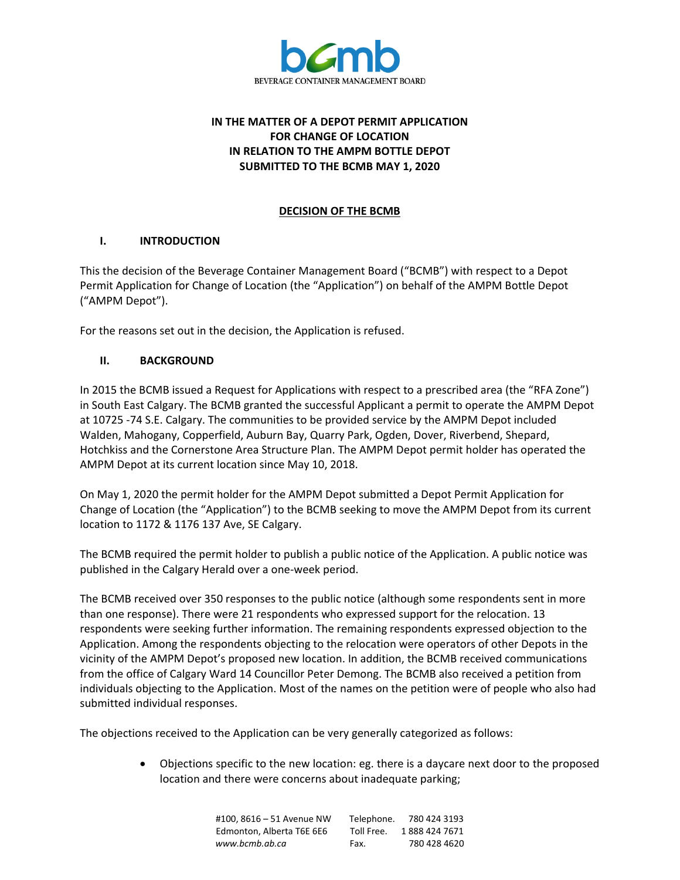BEVERAGE CONTAINER MANAGEMENT BOARD

**IN THE MATTER OF A DEPOT PERMIT APPLICATION FOR CHANGE OF LOCATION IN RELATION TO THE AMPM BOTTLE DEPOT SUBMITTED TO THE BCMB MAY 1, 2020**

**DECISION OF THE BCMB**

## I. INTRODUCTION

This the decision of the Beverage Container Management Board ("BCMB") with respect to a Depot Permit Application for Change of Location (the "Application") on behalf of the AMPM Bottle Depot ("AMPM Depot").

For the reasons set out in the decision, the Application is refused.

## II. BACKGROUND

In 2015 the BCMB issued a Request for Applications with respect to a prescribed area (the "RFA Zone") in South East Calgary. The BCMB granted the successful Applicant a permit to operate the AMPM Depot at 10725 -74 S.E. Calgary. The communities to be provided service by the AMPM Depot included Walden, Mahogany, Copperfield, Auburn Bay, Quarry Park, Ogden, Dover, Riverbend, Shepard, Hotchkiss and the Cornerstone Area Structure Plan. The AMPM Depot permit holder has operated the AMPM Depot at its current location since May 10, 2018.

On May 1, 2020 the permit holder for the AMPM Depot submitted a Depot Permit Application for Change of Location (the "Application") to the BCMB seeking to move the AMPM Depot from its current location to 1172 & 1176 137 Ave, SE Calgary.

The BCMB required the permit holder to publish a public notice of the Application. A public notice was published in the Calgary Herald over a one-week period.

The BCMB received over 350 responses to the public notice (although some respondents sent in more than one response). There were 21 respondents who expressed support for the relocation. 13 respondents were seeking further information. The remaining respondents expressed objection to the Application. Among the respondents objecting to the relocation were operators of other Depots in the vicinity of the AMPM Depot's proposed new location. In addition, the BCMB received communications from the office of Calgary Ward 14 Councillor Peter Demong. The BCMB also received a petition from individuals objecting to the Application. Most of the names on the petition were of people who also had submitted individual responses.

The objections received to the Application can be very generally categorized as follows:

- Objections specific to the new location: eg. there is a daycare next door to the proposed location and there were concerns about inadequate parking;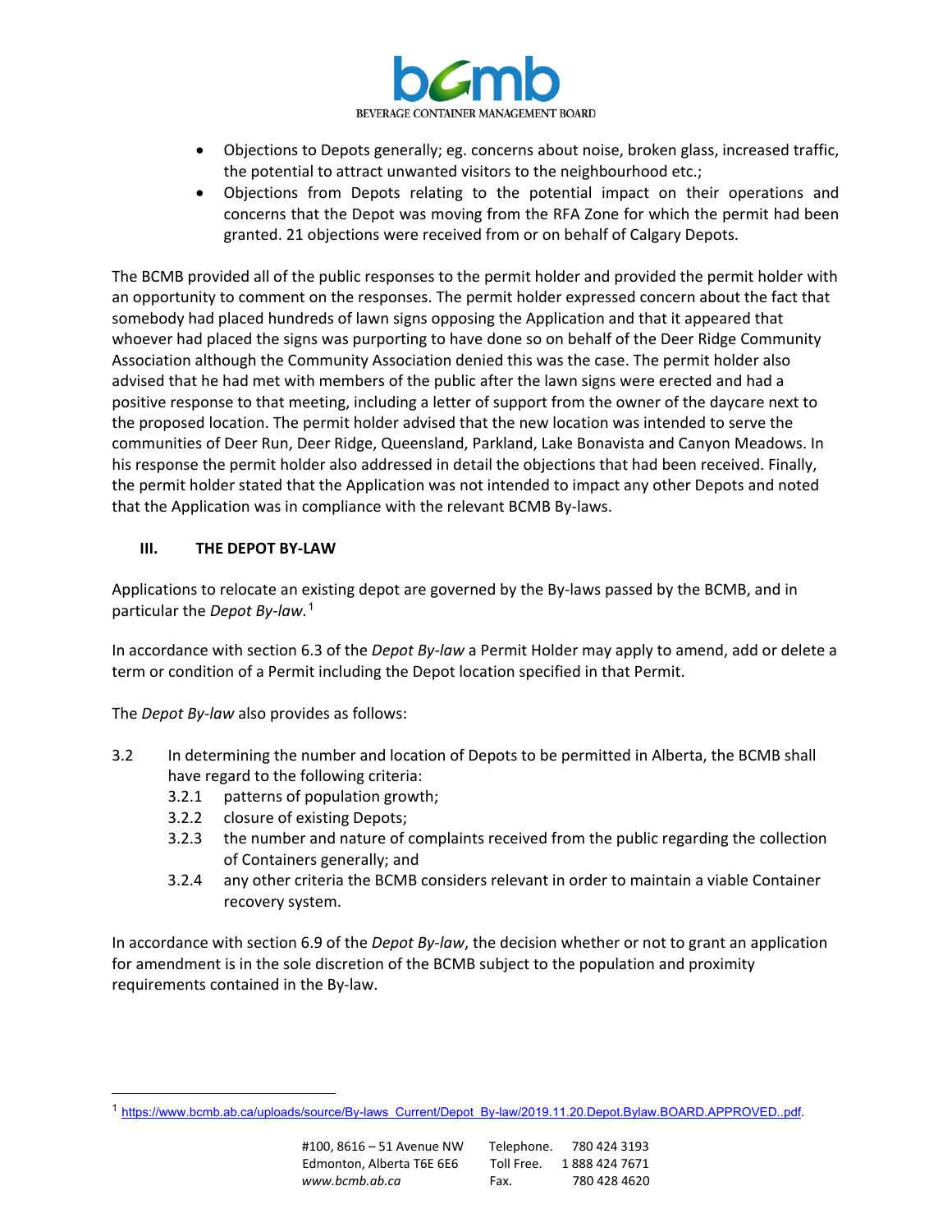- Objections to Depots generally; eg. concerns about noise, broken glass, increased traffic, the potential to attract unwanted visitors to the neighbourhood etc.;
- Objections from Depots relating to the potential impact on their operations and concerns that the Depot was moving from the RFA Zone for which the permit had been granted. 21 objections were received from or on behalf of Calgary Depots.

The BCMB provided all of the public responses to the permit holder and provided the permit holder with an opportunity to comment on the responses. The permit holder expressed concern about the fact that somebody had placed hundreds of lawn signs opposing the Application and that it appeared that whoever had placed the signs was purporting to have done so on behalf of the Deer Ridge Community Association although the Community Association denied this was the case. The permit holder also advised that he had met with members of the public after the lawn signs were erected and had a positive response to that meeting, including a letter of support from the owner of the daycare next to the proposed location. The permit holder advised that the new location was intended to serve the communities of Deer Run, Deer Ridge, Queensland, Parkland, Lake Bonavista and Canyon Meadows. In his response the permit holder also addressed in detail the objections that had been received. Finally, the permit holder stated that the Application was not intended to impact any other Depots and noted that the Application was in compliance with the relevant BCMB By-laws.

## III. THE DEPOT BY-LAW

Applications to relocate an existing depot are governed by the By-laws passed by the BCMB, and in particular the *Depot By-law.*[1]

In accordance with section 6.3 of the *Depot By-law* a Permit Holder may apply to amend, add or delete a term or condition of a Permit including the Depot location specified in that Permit.

The *Depot By-law* also provides as follows:

3.2 In determining the number and location of Depots to be permitted in Alberta, the BCMB shall have regard to the following criteria:
- 3.2.1 patterns of population growth;
- 3.2.2 closure of existing Depots;
- 3.2.3 the number and nature of complaints received from the public regarding the collection of Containers generally; and
- 3.2.4 any other criteria the BCMB considers relevant in order to maintain a viable Container recovery system.

In accordance with section 6.9 of the *Depot By-law*, the decision whether or not to grant an application for amendment is in the sole discretion of the BCMB subject to the population and proximity requirements contained in the By-law.

---

[1] https://www.bcmb.ab.ca/uploads/source/By-laws_Current/Depot_By-law/2019.11.20.Depot.Bylaw.BOARD.APPROVED..pdf.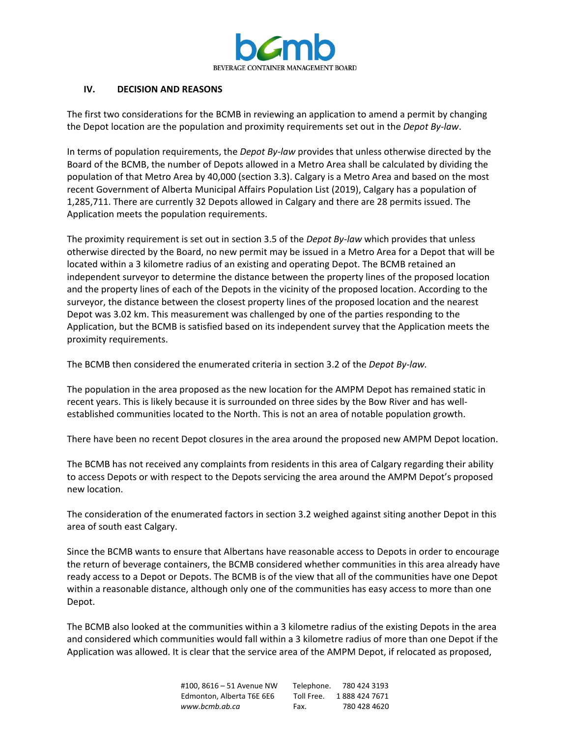## IV. DECISION AND REASONS

The first two considerations for the BCMB in reviewing an application to amend a permit by changing the Depot location are the population and proximity requirements set out in the *Depot By-law*.

In terms of population requirements, the *Depot By-law* provides that unless otherwise directed by the Board of the BCMB, the number of Depots allowed in a Metro Area shall be calculated by dividing the population of that Metro Area by 40,000 (section 3.3). Calgary is a Metro Area and based on the most recent Government of Alberta Municipal Affairs Population List (2019), Calgary has a population of 1,285,711. There are currently 32 Depots allowed in Calgary and there are 28 permits issued. The Application meets the population requirements.

The proximity requirement is set out in section 3.5 of the *Depot By-law* which provides that unless otherwise directed by the Board, no new permit may be issued in a Metro Area for a Depot that will be located within a 3 kilometre radius of an existing and operating Depot. The BCMB retained an independent surveyor to determine the distance between the property lines of the proposed location and the property lines of each of the Depots in the vicinity of the proposed location. According to the surveyor, the distance between the closest property lines of the proposed location and the nearest Depot was 3.02 km. This measurement was challenged by one of the parties responding to the Application, but the BCMB is satisfied based on its independent survey that the Application meets the proximity requirements.

The BCMB then considered the enumerated criteria in section 3.2 of the *Depot By-law.*

The population in the area proposed as the new location for the AMPM Depot has remained static in recent years. This is likely because it is surrounded on three sides by the Bow River and has well-established communities located to the North. This is not an area of notable population growth.

There have been no recent Depot closures in the area around the proposed new AMPM Depot location.

The BCMB has not received any complaints from residents in this area of Calgary regarding their ability to access Depots or with respect to the Depots servicing the area around the AMPM Depot's proposed new location.

The consideration of the enumerated factors in section 3.2 weighed against siting another Depot in this area of south east Calgary.

Since the BCMB wants to ensure that Albertans have reasonable access to Depots in order to encourage the return of beverage containers, the BCMB considered whether communities in this area already have ready access to a Depot or Depots. The BCMB is of the view that all of the communities have one Depot within a reasonable distance, although only one of the communities has easy access to more than one Depot.

The BCMB also looked at the communities within a 3 kilometre radius of the existing Depots in the area and considered which communities would fall within a 3 kilometre radius of more than one Depot if the Application was allowed. It is clear that the service area of the AMPM Depot, if relocated as proposed,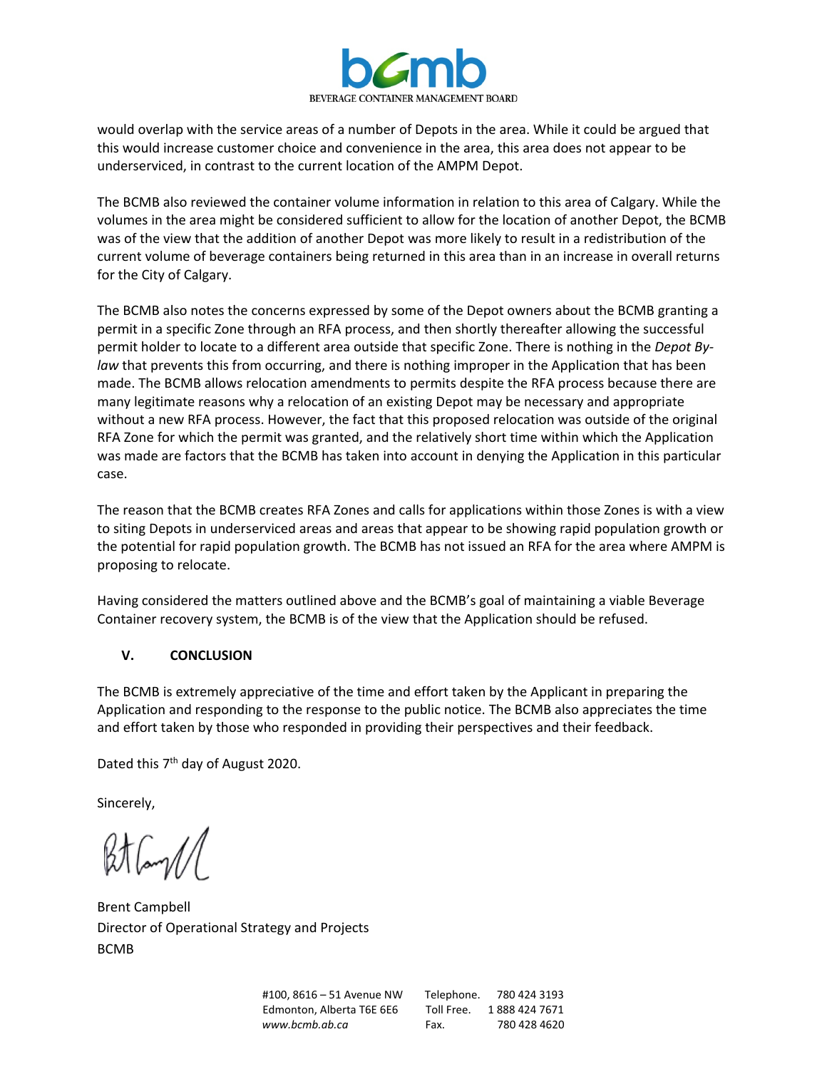would overlap with the service areas of a number of Depots in the area. While it could be argued that this would increase customer choice and convenience in the area, this area does not appear to be underserviced, in contrast to the current location of the AMPM Depot.

The BCMB also reviewed the container volume information in relation to this area of Calgary. While the volumes in the area might be considered sufficient to allow for the location of another Depot, the BCMB was of the view that the addition of another Depot was more likely to result in a redistribution of the current volume of beverage containers being returned in this area than in an increase in overall returns for the City of Calgary.

The BCMB also notes the concerns expressed by some of the Depot owners about the BCMB granting a permit in a specific Zone through an RFA process, and then shortly thereafter allowing the successful permit holder to locate to a different area outside that specific Zone. There is nothing in the *Depot By-law* that prevents this from occurring, and there is nothing improper in the Application that has been made. The BCMB allows relocation amendments to permits despite the RFA process because there are many legitimate reasons why a relocation of an existing Depot may be necessary and appropriate without a new RFA process. However, the fact that this proposed relocation was outside of the original RFA Zone for which the permit was granted, and the relatively short time within which the Application was made are factors that the BCMB has taken into account in denying the Application in this particular case.

The reason that the BCMB creates RFA Zones and calls for applications within those Zones is with a view to siting Depots in underserviced areas and areas that appear to be showing rapid population growth or the potential for rapid population growth. The BCMB has not issued an RFA for the area where AMPM is proposing to relocate.

Having considered the matters outlined above and the BCMB's goal of maintaining a viable Beverage Container recovery system, the BCMB is of the view that the Application should be refused.

## V. CONCLUSION

The BCMB is extremely appreciative of the time and effort taken by the Applicant in preparing the Application and responding to the response to the public notice. The BCMB also appreciates the time and effort taken by those who responded in providing their perspectives and their feedback.

Dated this 7th day of August 2020.

Sincerely,

Brent Campbell
Director of Operational Strategy and Projects
BCMB